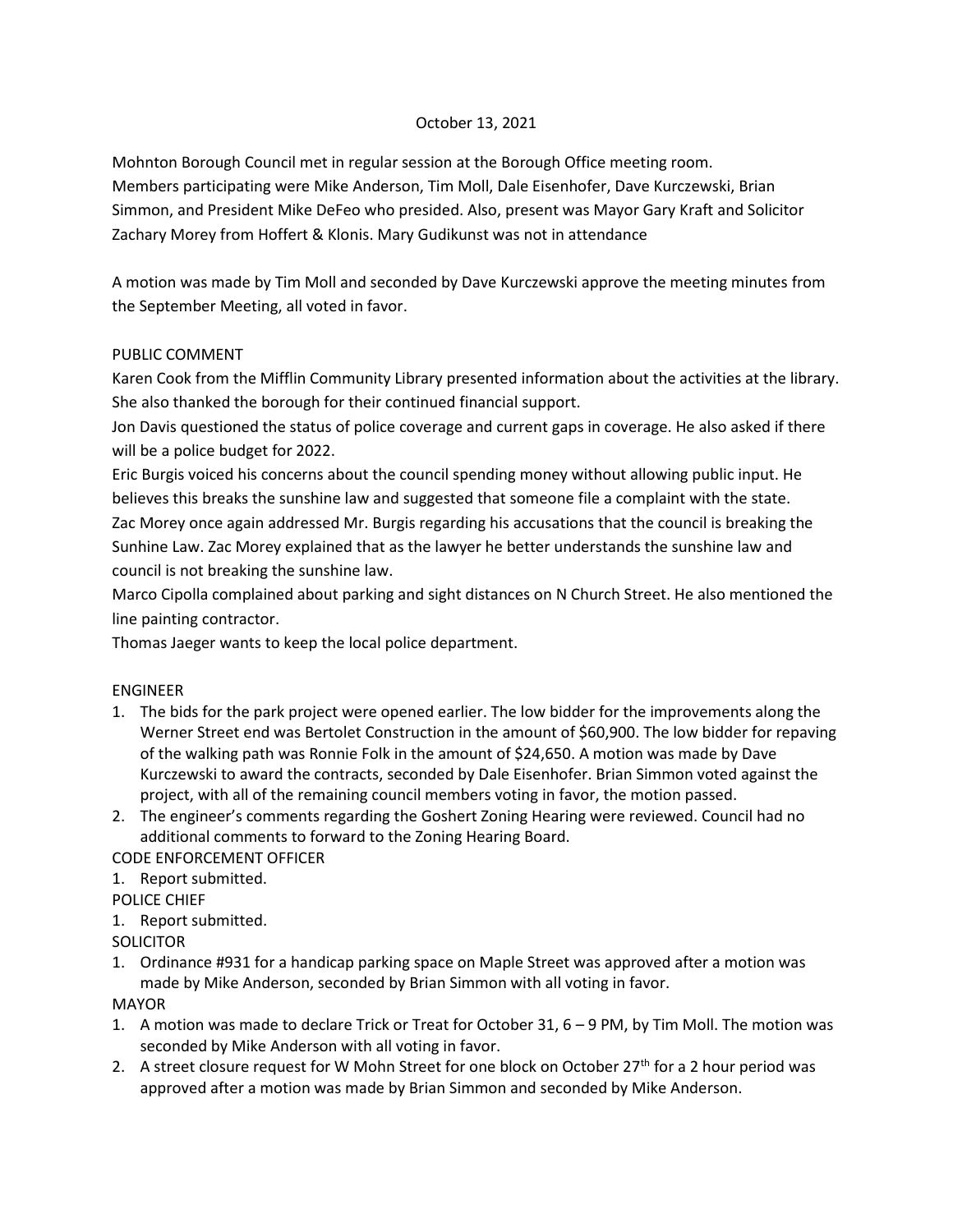October 13, 2021

Mohnton Borough Council met in regular session at the Borough Office meeting room.
Members participating were Mike Anderson, Tim Moll, Dale Eisenhofer, Dave Kurczewski, Brian Simmon, and President Mike DeFeo who presided. Also, present was Mayor Gary Kraft and Solicitor Zachary Morey from Hoffert & Klonis. Mary Gudikunst was not in attendance

A motion was made by Tim Moll and seconded by Dave Kurczewski approve the meeting minutes from the September Meeting, all voted in favor.

PUBLIC COMMENT

Karen Cook from the Mifflin Community Library presented information about the activities at the library. She also thanked the borough for their continued financial support.

Jon Davis questioned the status of police coverage and current gaps in coverage. He also asked if there will be a police budget for 2022.

Eric Burgis voiced his concerns about the council spending money without allowing public input. He believes this breaks the sunshine law and suggested that someone file a complaint with the state.

Zac Morey once again addressed Mr. Burgis regarding his accusations that the council is breaking the Sunhine Law. Zac Morey explained that as the lawyer he better understands the sunshine law and council is not breaking the sunshine law.

Marco Cipolla complained about parking and sight distances on N Church Street. He also mentioned the line painting contractor.

Thomas Jaeger wants to keep the local police department.

ENGINEER

1. The bids for the park project were opened earlier. The low bidder for the improvements along the Werner Street end was Bertolet Construction in the amount of $60,900. The low bidder for repaving of the walking path was Ronnie Folk in the amount of $24,650. A motion was made by Dave Kurczewski to award the contracts, seconded by Dale Eisenhofer. Brian Simmon voted against the project, with all of the remaining council members voting in favor, the motion passed.
2. The engineer's comments regarding the Goshert Zoning Hearing were reviewed. Council had no additional comments to forward to the Zoning Hearing Board.

CODE ENFORCEMENT OFFICER

1. Report submitted.

POLICE CHIEF

1. Report submitted.

SOLICITOR

1. Ordinance #931 for a handicap parking space on Maple Street was approved after a motion was made by Mike Anderson, seconded by Brian Simmon with all voting in favor.

MAYOR

1. A motion was made to declare Trick or Treat for October 31, 6 – 9 PM, by Tim Moll. The motion was seconded by Mike Anderson with all voting in favor.
2. A street closure request for W Mohn Street for one block on October 27th for a 2 hour period was approved after a motion was made by Brian Simmon and seconded by Mike Anderson.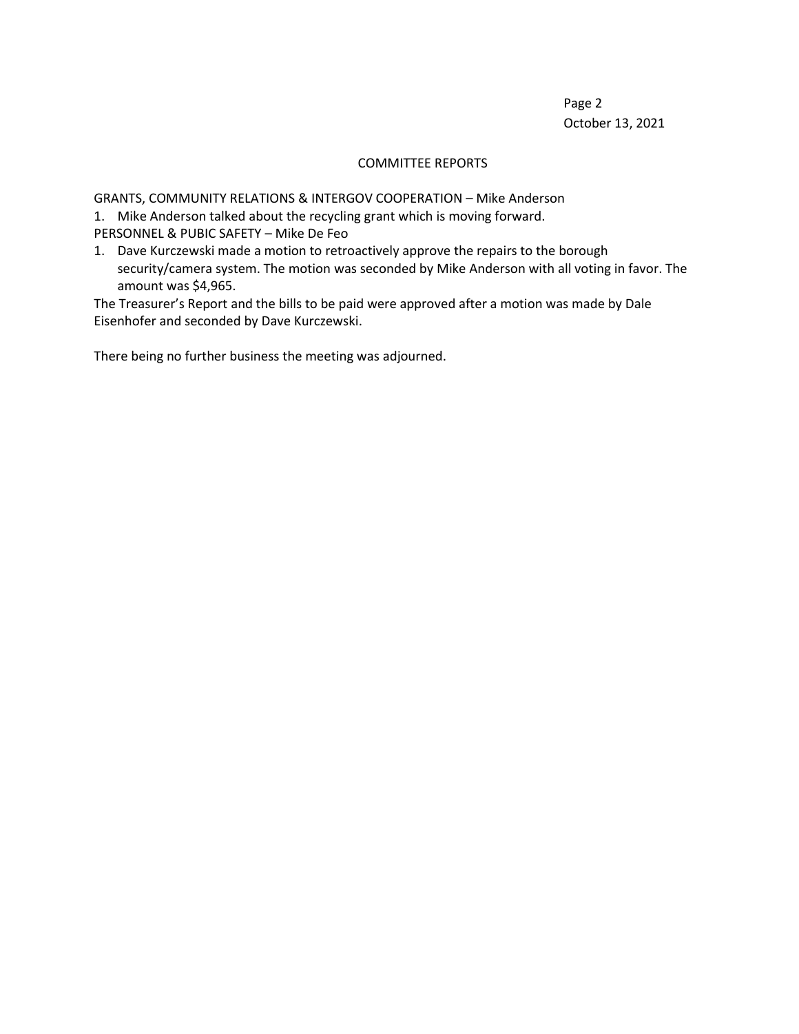## COMMITTEE REPORTS

GRANTS, COMMUNITY RELATIONS & INTERGOV COOPERATION – Mike Anderson

1. Mike Anderson talked about the recycling grant which is moving forward.

PERSONNEL & PUBIC SAFETY – Mike De Feo

1. Dave Kurczewski made a motion to retroactively approve the repairs to the borough security/camera system. The motion was seconded by Mike Anderson with all voting in favor. The amount was $4,965.

The Treasurer's Report and the bills to be paid were approved after a motion was made by Dale Eisenhofer and seconded by Dave Kurczewski.

There being no further business the meeting was adjourned.